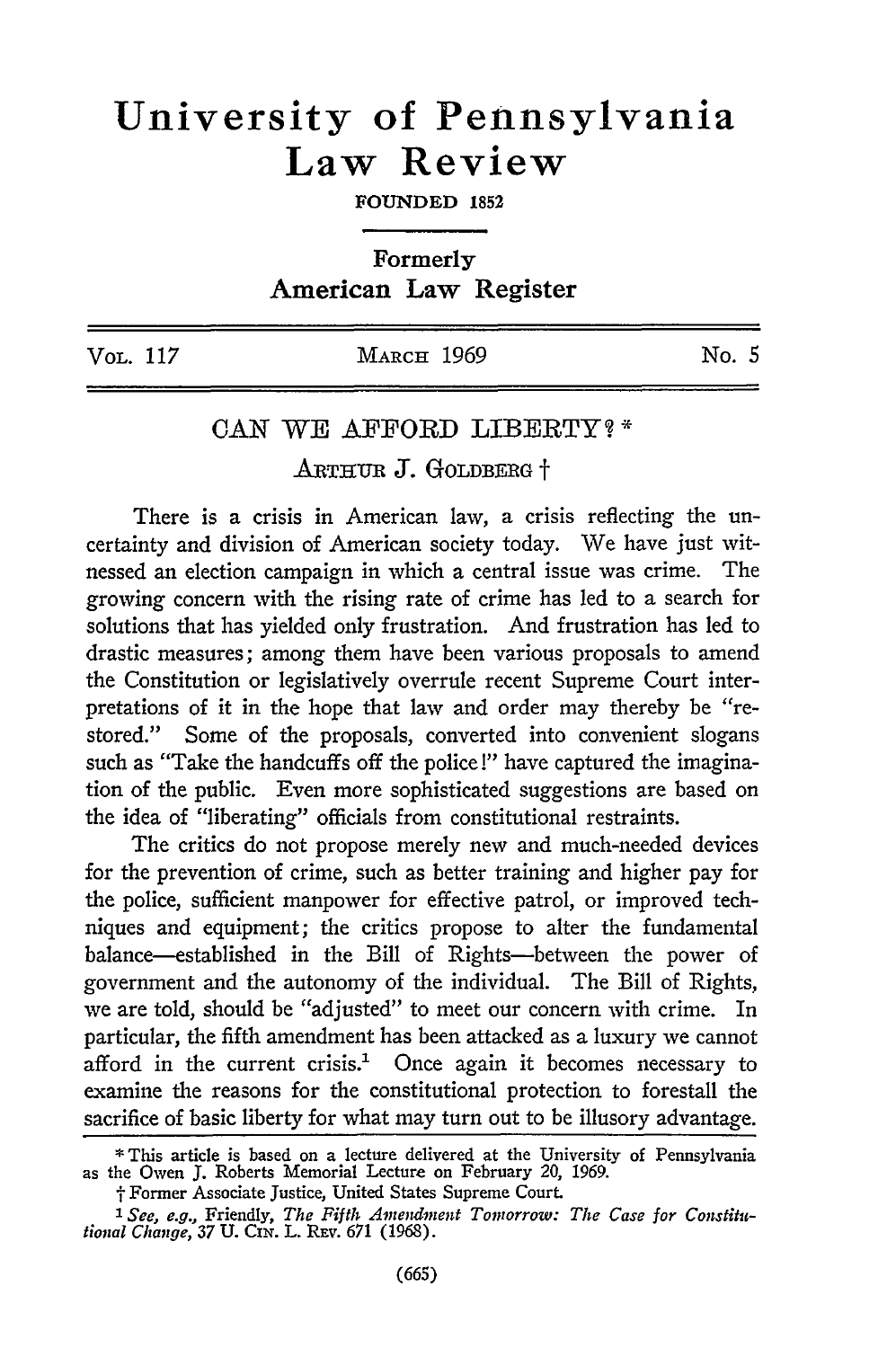# University of Pennsylvania Law Review

FOUNDED 1852

Formerly
American Law Register

| Vol. 117 | March 1969 | No. 5 |
|---|---|---|

## CAN WE AFFORD LIBERTY? *

ARTHUR J. GOLDBERG †

There is a crisis in American law, a crisis reflecting the uncertainty and division of American society today. We have just witnessed an election campaign in which a central issue was crime. The growing concern with the rising rate of crime has led to a search for solutions that has yielded only frustration. And frustration has led to drastic measures; among them have been various proposals to amend the Constitution or legislatively overrule recent Supreme Court interpretations of it in the hope that law and order may thereby be "restored." Some of the proposals, converted into convenient slogans such as "Take the handcuffs off the police!" have captured the imagination of the public. Even more sophisticated suggestions are based on the idea of "liberating" officials from constitutional restraints.

The critics do not propose merely new and much-needed devices for the prevention of crime, such as better training and higher pay for the police, sufficient manpower for effective patrol, or improved techniques and equipment; the critics propose to alter the fundamental balance—established in the Bill of Rights—between the power of government and the autonomy of the individual. The Bill of Rights, we are told, should be "adjusted" to meet our concern with crime. In particular, the fifth amendment has been attacked as a luxury we cannot afford in the current crisis.[1] Once again it becomes necessary to examine the reasons for the constitutional protection to forestall the sacrifice of basic liberty for what may turn out to be illusory advantage.

* This article is based on a lecture delivered at the University of Pennsylvania as the Owen J. Roberts Memorial Lecture on February 20, 1969.

† Former Associate Justice, United States Supreme Court.

[1] *See, e.g.,* Friendly, *The Fifth Amendment Tomorrow: The Case for Constitutional Change,* 37 U. Cin. L. Rev. 671 (1968).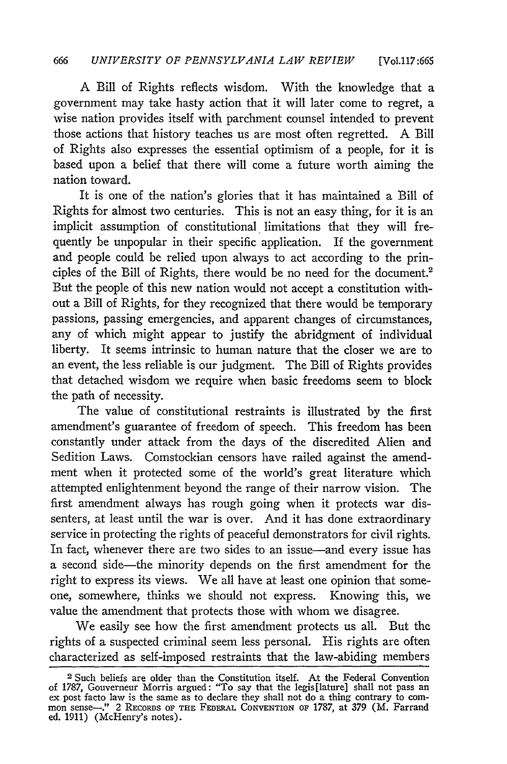A Bill of Rights reflects wisdom. With the knowledge that a government may take hasty action that it will later come to regret, a wise nation provides itself with parchment counsel intended to prevent those actions that history teaches us are most often regretted. A Bill of Rights also expresses the essential optimism of a people, for it is based upon a belief that there will come a future worth aiming the nation toward.

It is one of the nation's glories that it has maintained a Bill of Rights for almost two centuries. This is not an easy thing, for it is an implicit assumption of constitutional limitations that they will frequently be unpopular in their specific application. If the government and people could be relied upon always to act according to the principles of the Bill of Rights, there would be no need for the document.[2] But the people of this new nation would not accept a constitution without a Bill of Rights, for they recognized that there would be temporary passions, passing emergencies, and apparent changes of circumstances, any of which might appear to justify the abridgment of individual liberty. It seems intrinsic to human nature that the closer we are to an event, the less reliable is our judgment. The Bill of Rights provides that detached wisdom we require when basic freedoms seem to block the path of necessity.

The value of constitutional restraints is illustrated by the first amendment's guarantee of freedom of speech. This freedom has been constantly under attack from the days of the discredited Alien and Sedition Laws. Comstockian censors have railed against the amendment when it protected some of the world's great literature which attempted enlightenment beyond the range of their narrow vision. The first amendment always has rough going when it protects war dissenters, at least until the war is over. And it has done extraordinary service in protecting the rights of peaceful demonstrators for civil rights. In fact, whenever there are two sides to an issue—and every issue has a second side—the minority depends on the first amendment for the right to express its views. We all have at least one opinion that someone, somewhere, thinks we should not express. Knowing this, we value the amendment that protects those with whom we disagree.

We easily see how the first amendment protects us all. But the rights of a suspected criminal seem less personal. His rights are often characterized as self-imposed restraints that the law-abiding members

[2] Such beliefs are older than the Constitution itself. At the Federal Convention of 1787, Gouverneur Morris argued: "To say that the legis[lature] shall not pass an ex post facto law is the same as to declare they shall not do a thing contrary to common sense—." 2 RECORDS OF THE FEDERAL CONVENTION OF 1787, at 379 (M. Farrand ed. 1911) (McHenry's notes).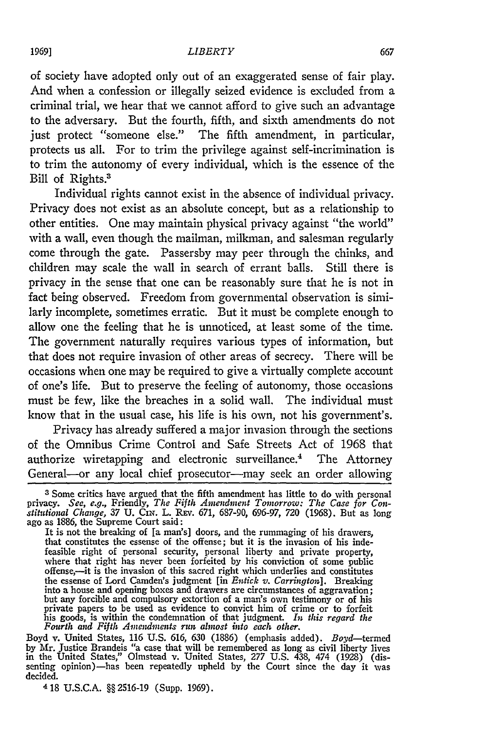of society have adopted only out of an exaggerated sense of fair play. And when a confession or illegally seized evidence is excluded from a criminal trial, we hear that we cannot afford to give such an advantage to the adversary. But the fourth, fifth, and sixth amendments do not just protect "someone else." The fifth amendment, in particular, protects us all. For to trim the privilege against self-incrimination is to trim the autonomy of every individual, which is the essence of the Bill of Rights.[3]

Individual rights cannot exist in the absence of individual privacy. Privacy does not exist as an absolute concept, but as a relationship to other entities. One may maintain physical privacy against "the world" with a wall, even though the mailman, milkman, and salesman regularly come through the gate. Passersby may peer through the chinks, and children may scale the wall in search of errant balls. Still there is privacy in the sense that one can be reasonably sure that he is not in fact being observed. Freedom from governmental observation is similarly incomplete, sometimes erratic. But it must be complete enough to allow one the feeling that he is unnoticed, at least some of the time. The government naturally requires various types of information, but that does not require invasion of other areas of secrecy. There will be occasions when one may be required to give a virtually complete account of one's life. But to preserve the feeling of autonomy, those occasions must be few, like the breaches in a solid wall. The individual must know that in the usual case, his life is his own, not his government's.

Privacy has already suffered a major invasion through the sections of the Omnibus Crime Control and Safe Streets Act of 1968 that authorize wiretapping and electronic surveillance.[4] The Attorney General—or any local chief prosecutor—may seek an order allowing

---

[3] Some critics have argued that the fifth amendment has little to do with personal privacy. *See, e.g.,* Friendly, *The Fifth Amendment Tomorrow: The Case for Constitutional Change,* 37 U. CIN. L. REV. 671, 687-90, 696-97, 720 (1968). But as long ago as 1886, the Supreme Court said:

> It is not the breaking of [a man's] doors, and the rummaging of his drawers, that constitutes the essense of the offense; but it is the invasion of his indefeasible right of personal security, personal liberty and private property, where that right has never been forfeited by his conviction of some public offense,—it is the invasion of this sacred right which underlies and constitutes the essense of Lord Camden's judgment [in *Entick v. Carrington*]. Breaking into a house and opening boxes and drawers are circumstances of aggravation; but any forcible and compulsory extortion of a man's own testimony or of his private papers to be used as evidence to convict him of crime or to forfeit his goods, is within the condemnation of that judgment. *In this regard the Fourth and Fifth Amendments run almost into each other.*

Boyd v. United States, 116 U.S. 616, 630 (1886) (emphasis added). *Boyd*—termed by Mr. Justice Brandeis "a case that will be remembered as long as civil liberty lives in the United States," Olmstead v. United States, 277 U.S. 438, 474 (1928) (dissenting opinion)—has been repeatedly upheld by the Court since the day it was decided.

[4] 18 U.S.C.A. §§ 2516-19 (Supp. 1969).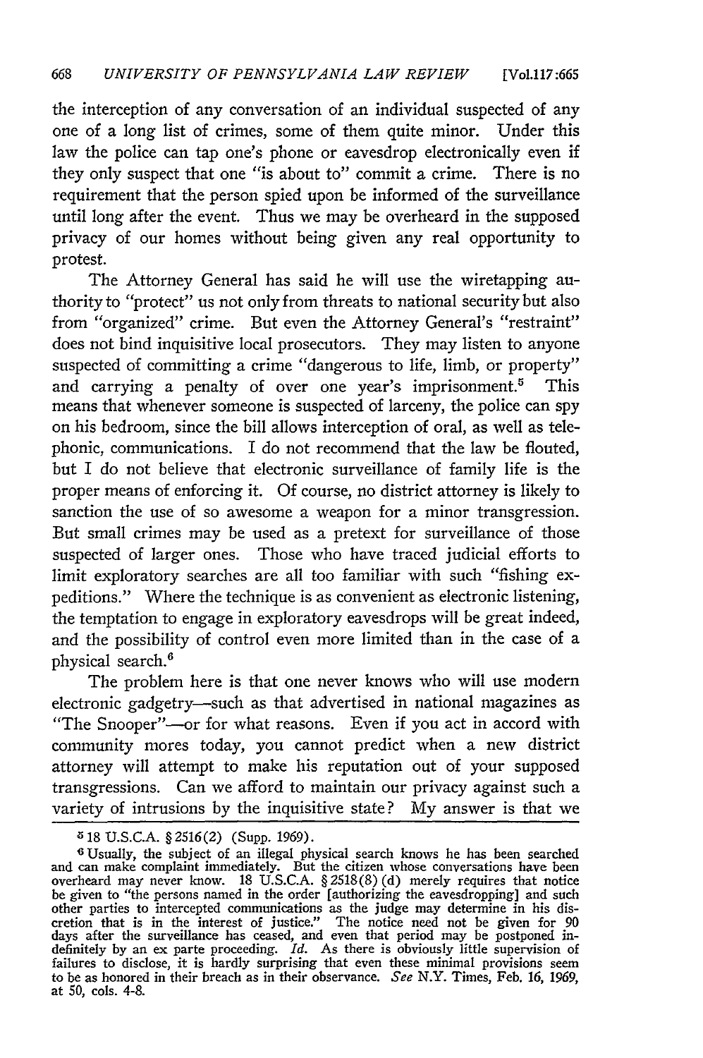the interception of any conversation of an individual suspected of any one of a long list of crimes, some of them quite minor. Under this law the police can tap one's phone or eavesdrop electronically even if they only suspect that one "is about to" commit a crime. There is no requirement that the person spied upon be informed of the surveillance until long after the event. Thus we may be overheard in the supposed privacy of our homes without being given any real opportunity to protest.

The Attorney General has said he will use the wiretapping authority to "protect" us not only from threats to national security but also from "organized" crime. But even the Attorney General's "restraint" does not bind inquisitive local prosecutors. They may listen to anyone suspected of committing a crime "dangerous to life, limb, or property" and carrying a penalty of over one year's imprisonment.[5] This means that whenever someone is suspected of larceny, the police can spy on his bedroom, since the bill allows interception of oral, as well as telephonic, communications. I do not recommend that the law be flouted, but I do not believe that electronic surveillance of family life is the proper means of enforcing it. Of course, no district attorney is likely to sanction the use of so awesome a weapon for a minor transgression. But small crimes may be used as a pretext for surveillance of those suspected of larger ones. Those who have traced judicial efforts to limit exploratory searches are all too familiar with such "fishing expeditions." Where the technique is as convenient as electronic listening, the temptation to engage in exploratory eavesdrops will be great indeed, and the possibility of control even more limited than in the case of a physical search.[6]

The problem here is that one never knows who will use modern electronic gadgetry—such as that advertised in national magazines as "The Snooper"—or for what reasons. Even if you act in accord with community mores today, you cannot predict when a new district attorney will attempt to make his reputation out of your supposed transgressions. Can we afford to maintain our privacy against such a variety of intrusions by the inquisitive state? My answer is that we

---

[5] 18 U.S.C.A. § 2516(2) (Supp. 1969).

[6] Usually, the subject of an illegal physical search knows he has been searched and can make complaint immediately. But the citizen whose conversations have been overheard may never know. 18 U.S.C.A. § 2518(8)(d) merely requires that notice be given to "the persons named in the order [authorizing the eavesdropping] and such other parties to intercepted communications as the judge may determine in his discretion that is in the interest of justice." The notice need not be given for 90 days after the surveillance has ceased, and even that period may be postponed indefinitely by an ex parte proceeding. *Id.* As there is obviously little supervision of failures to disclose, it is hardly surprising that even these minimal provisions seem to be as honored in their breach as in their observance. *See* N.Y. Times, Feb. 16, 1969, at 50, cols. 4-8.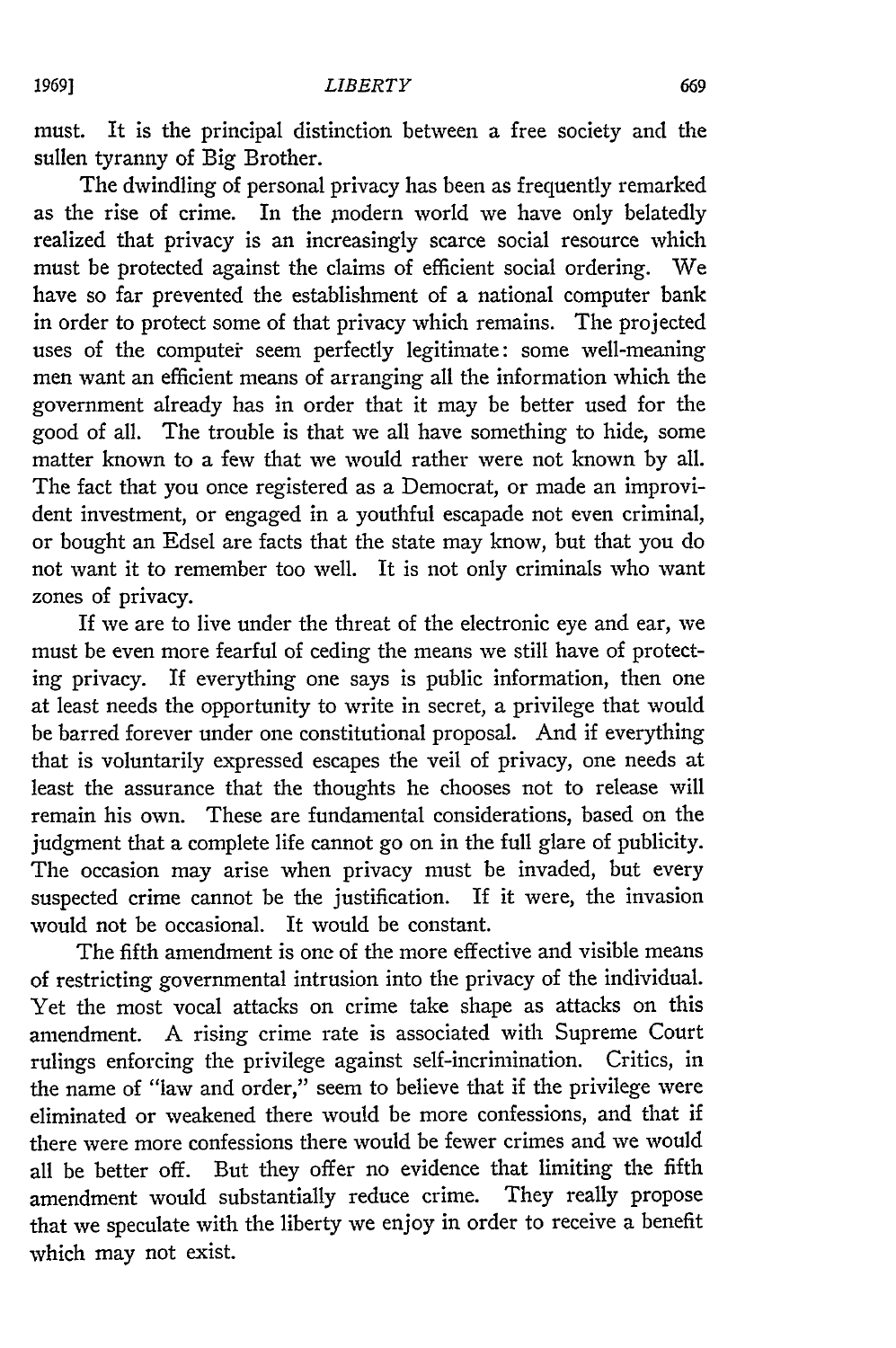must. It is the principal distinction between a free society and the sullen tyranny of Big Brother.

The dwindling of personal privacy has been as frequently remarked as the rise of crime. In the modern world we have only belatedly realized that privacy is an increasingly scarce social resource which must be protected against the claims of efficient social ordering. We have so far prevented the establishment of a national computer bank in order to protect some of that privacy which remains. The projected uses of the computer seem perfectly legitimate: some well-meaning men want an efficient means of arranging all the information which the government already has in order that it may be better used for the good of all. The trouble is that we all have something to hide, some matter known to a few that we would rather were not known by all. The fact that you once registered as a Democrat, or made an improvident investment, or engaged in a youthful escapade not even criminal, or bought an Edsel are facts that the state may know, but that you do not want it to remember too well. It is not only criminals who want zones of privacy.

If we are to live under the threat of the electronic eye and ear, we must be even more fearful of ceding the means we still have of protecting privacy. If everything one says is public information, then one at least needs the opportunity to write in secret, a privilege that would be barred forever under one constitutional proposal. And if everything that is voluntarily expressed escapes the veil of privacy, one needs at least the assurance that the thoughts he chooses not to release will remain his own. These are fundamental considerations, based on the judgment that a complete life cannot go on in the full glare of publicity. The occasion may arise when privacy must be invaded, but every suspected crime cannot be the justification. If it were, the invasion would not be occasional. It would be constant.

The fifth amendment is one of the more effective and visible means of restricting governmental intrusion into the privacy of the individual. Yet the most vocal attacks on crime take shape as attacks on this amendment. A rising crime rate is associated with Supreme Court rulings enforcing the privilege against self-incrimination. Critics, in the name of "law and order," seem to believe that if the privilege were eliminated or weakened there would be more confessions, and that if there were more confessions there would be fewer crimes and we would all be better off. But they offer no evidence that limiting the fifth amendment would substantially reduce crime. They really propose that we speculate with the liberty we enjoy in order to receive a benefit which may not exist.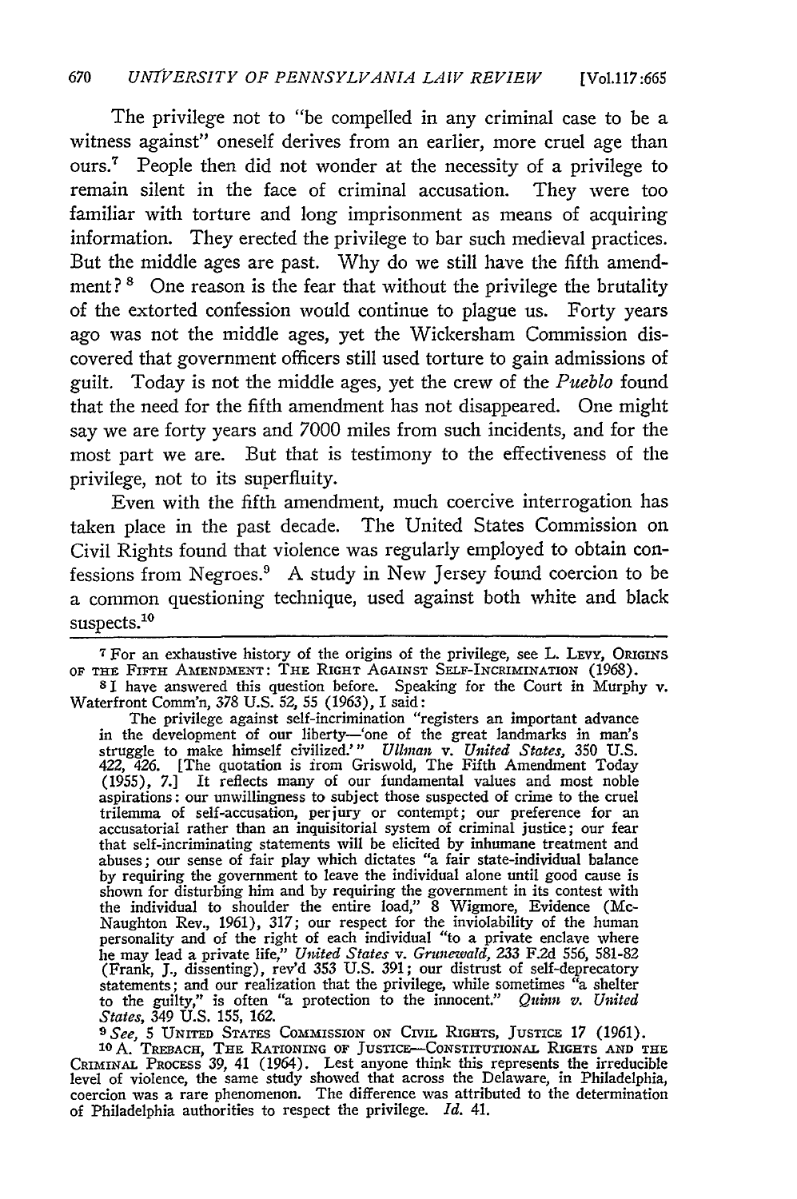The privilege not to "be compelled in any criminal case to be a witness against" oneself derives from an earlier, more cruel age than ours.[7] People then did not wonder at the necessity of a privilege to remain silent in the face of criminal accusation. They were too familiar with torture and long imprisonment as means of acquiring information. They erected the privilege to bar such medieval practices. But the middle ages are past. Why do we still have the fifth amendment?[8] One reason is the fear that without the privilege the brutality of the extorted confession would continue to plague us. Forty years ago was not the middle ages, yet the Wickersham Commission discovered that government officers still used torture to gain admissions of guilt. Today is not the middle ages, yet the crew of the *Pueblo* found that the need for the fifth amendment has not disappeared. One might say we are forty years and 7000 miles from such incidents, and for the most part we are. But that is testimony to the effectiveness of the privilege, not to its superfluity.

Even with the fifth amendment, much coercive interrogation has taken place in the past decade. The United States Commission on Civil Rights found that violence was regularly employed to obtain confessions from Negroes.[9] A study in New Jersey found coercion to be a common questioning technique, used against both white and black suspects.[10]

---

[7] For an exhaustive history of the origins of the privilege, see L. Levy, Origins of the Fifth Amendment: The Right Against Self-Incrimination (1968).

[8] I have answered this question before. Speaking for the Court in Murphy v. Waterfront Comm'n, 378 U.S. 52, 55 (1963), I said:

> The privilege against self-incrimination "registers an important advance in the development of our liberty—'one of the great landmarks in man's struggle to make himself civilized.'" *Ullman* v. *United States,* 350 U.S. 422, 426. [The quotation is from Griswold, The Fifth Amendment Today (1955), 7.] It reflects many of our fundamental values and most noble aspirations: our unwillingness to subject those suspected of crime to the cruel trilemma of self-accusation, perjury or contempt; our preference for an accusatorial rather than an inquisitorial system of criminal justice; our fear that self-incriminating statements will be elicited by inhumane treatment and abuses; our sense of fair play which dictates "a fair state-individual balance by requiring the government to leave the individual alone until good cause is shown for disturbing him and by requiring the government in its contest with the individual to shoulder the entire load," 8 Wigmore, Evidence (McNaughton Rev., 1961), 317; our respect for the inviolability of the human personality and of the right of each individual "to a private enclave where he may lead a private life," *United States* v. *Grunewald,* 233 F.2d 556, 581-82 (Frank, J., dissenting), rev'd 353 U.S. 391; our distrust of self-deprecatory statements; and our realization that the privilege, while sometimes "a shelter to the guilty," is often "a protection to the innocent." *Quinn v. United States,* 349 U.S. 155, 162.

[9] *See,* 5 United States Commission on Civil Rights, Justice 17 (1961).

[10] A. Trebach, The Rationing of Justice—Constitutional Rights and the Criminal Process 39, 41 (1964). Lest anyone think this represents the irreducible level of violence, the same study showed that across the Delaware, in Philadelphia, coercion was a rare phenomenon. The difference was attributed to the determination of Philadelphia authorities to respect the privilege. *Id.* 41.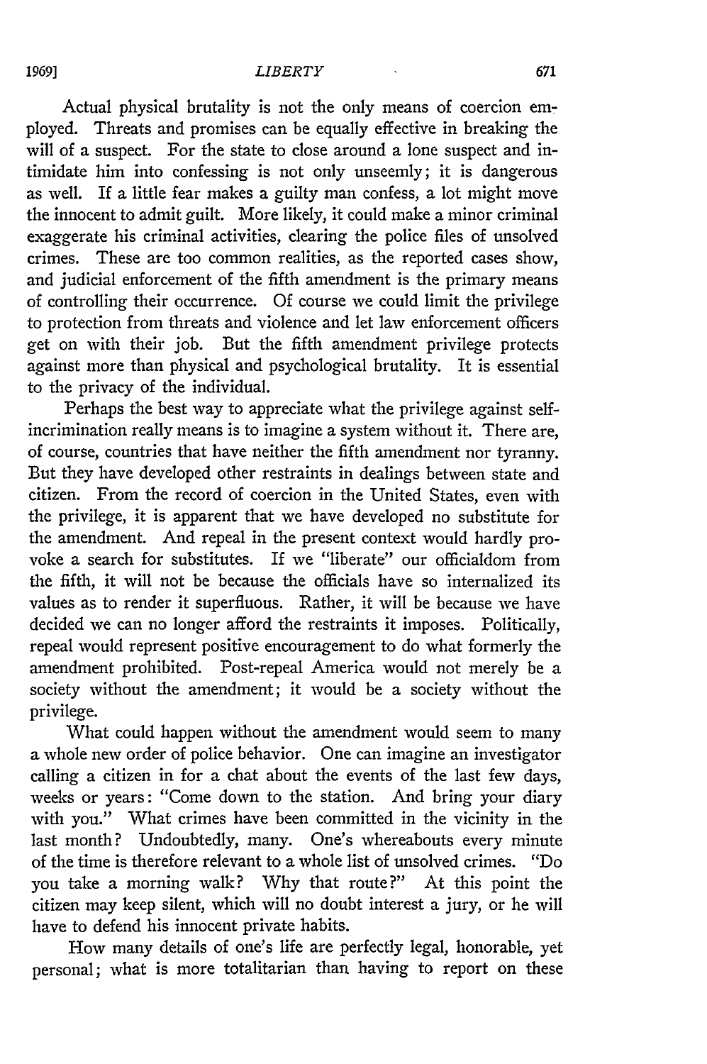Actual physical brutality is not the only means of coercion employed. Threats and promises can be equally effective in breaking the will of a suspect. For the state to close around a lone suspect and intimidate him into confessing is not only unseemly; it is dangerous as well. If a little fear makes a guilty man confess, a lot might move the innocent to admit guilt. More likely, it could make a minor criminal exaggerate his criminal activities, clearing the police files of unsolved crimes. These are too common realities, as the reported cases show, and judicial enforcement of the fifth amendment is the primary means of controlling their occurrence. Of course we could limit the privilege to protection from threats and violence and let law enforcement officers get on with their job. But the fifth amendment privilege protects against more than physical and psychological brutality. It is essential to the privacy of the individual.

Perhaps the best way to appreciate what the privilege against self-incrimination really means is to imagine a system without it. There are, of course, countries that have neither the fifth amendment nor tyranny. But they have developed other restraints in dealings between state and citizen. From the record of coercion in the United States, even with the privilege, it is apparent that we have developed no substitute for the amendment. And repeal in the present context would hardly provoke a search for substitutes. If we "liberate" our officialdom from the fifth, it will not be because the officials have so internalized its values as to render it superfluous. Rather, it will be because we have decided we can no longer afford the restraints it imposes. Politically, repeal would represent positive encouragement to do what formerly the amendment prohibited. Post-repeal America would not merely be a society without the amendment; it would be a society without the privilege.

What could happen without the amendment would seem to many a whole new order of police behavior. One can imagine an investigator calling a citizen in for a chat about the events of the last few days, weeks or years: "Come down to the station. And bring your diary with you." What crimes have been committed in the vicinity in the last month? Undoubtedly, many. One's whereabouts every minute of the time is therefore relevant to a whole list of unsolved crimes. "Do you take a morning walk? Why that route?" At this point the citizen may keep silent, which will no doubt interest a jury, or he will have to defend his innocent private habits.

How many details of one's life are perfectly legal, honorable, yet personal; what is more totalitarian than having to report on these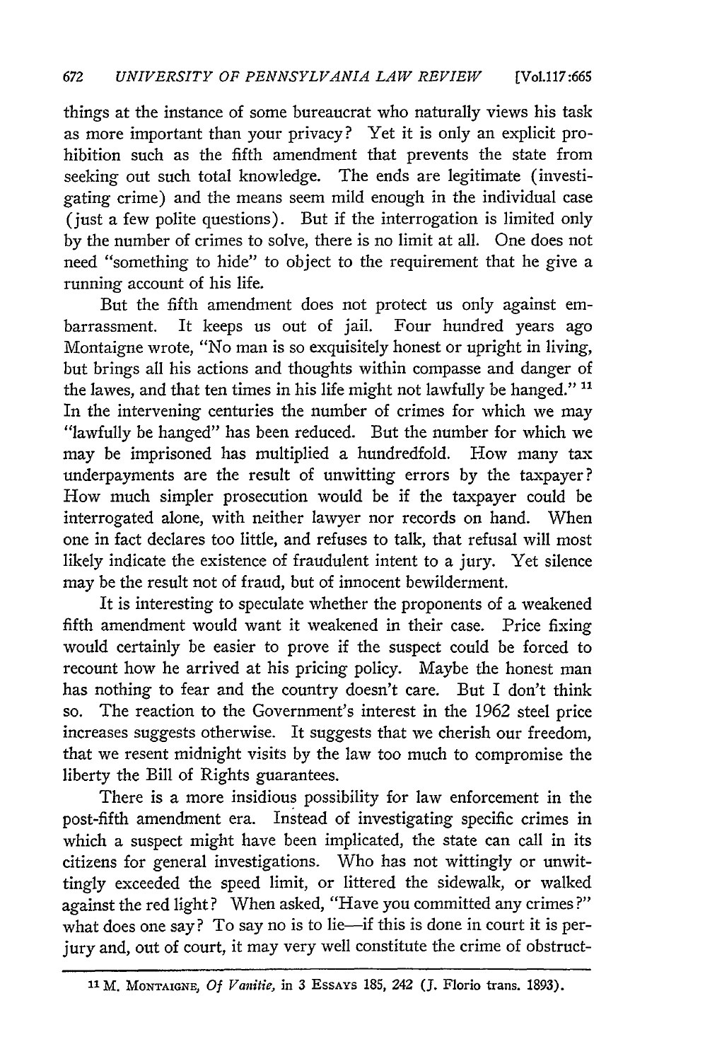things at the instance of some bureaucrat who naturally views his task as more important than your privacy? Yet it is only an explicit prohibition such as the fifth amendment that prevents the state from seeking out such total knowledge. The ends are legitimate (investigating crime) and the means seem mild enough in the individual case (just a few polite questions). But if the interrogation is limited only by the number of crimes to solve, there is no limit at all. One does not need "something to hide" to object to the requirement that he give a running account of his life.

But the fifth amendment does not protect us only against embarrassment. It keeps us out of jail. Four hundred years ago Montaigne wrote, "No man is so exquisitely honest or upright in living, but brings all his actions and thoughts within compasse and danger of the lawes, and that ten times in his life might not lawfully be hanged." [11] In the intervening centuries the number of crimes for which we may "lawfully be hanged" has been reduced. But the number for which we may be imprisoned has multiplied a hundredfold. How many tax underpayments are the result of unwitting errors by the taxpayer? How much simpler prosecution would be if the taxpayer could be interrogated alone, with neither lawyer nor records on hand. When one in fact declares too little, and refuses to talk, that refusal will most likely indicate the existence of fraudulent intent to a jury. Yet silence may be the result not of fraud, but of innocent bewilderment.

It is interesting to speculate whether the proponents of a weakened fifth amendment would want it weakened in their case. Price fixing would certainly be easier to prove if the suspect could be forced to recount how he arrived at his pricing policy. Maybe the honest man has nothing to fear and the country doesn't care. But I don't think so. The reaction to the Government's interest in the 1962 steel price increases suggests otherwise. It suggests that we cherish our freedom, that we resent midnight visits by the law too much to compromise the liberty the Bill of Rights guarantees.

There is a more insidious possibility for law enforcement in the post-fifth amendment era. Instead of investigating specific crimes in which a suspect might have been implicated, the state can call in its citizens for general investigations. Who has not wittingly or unwittingly exceeded the speed limit, or littered the sidewalk, or walked against the red light? When asked, "Have you committed any crimes?" what does one say? To say no is to lie—if this is done in court it is perjury and, out of court, it may very well constitute the crime of obstruct-

---

[11] M. MONTAIGNE, *Of Vanitie*, in 3 ESSAYS 185, 242 (J. Florio trans. 1893).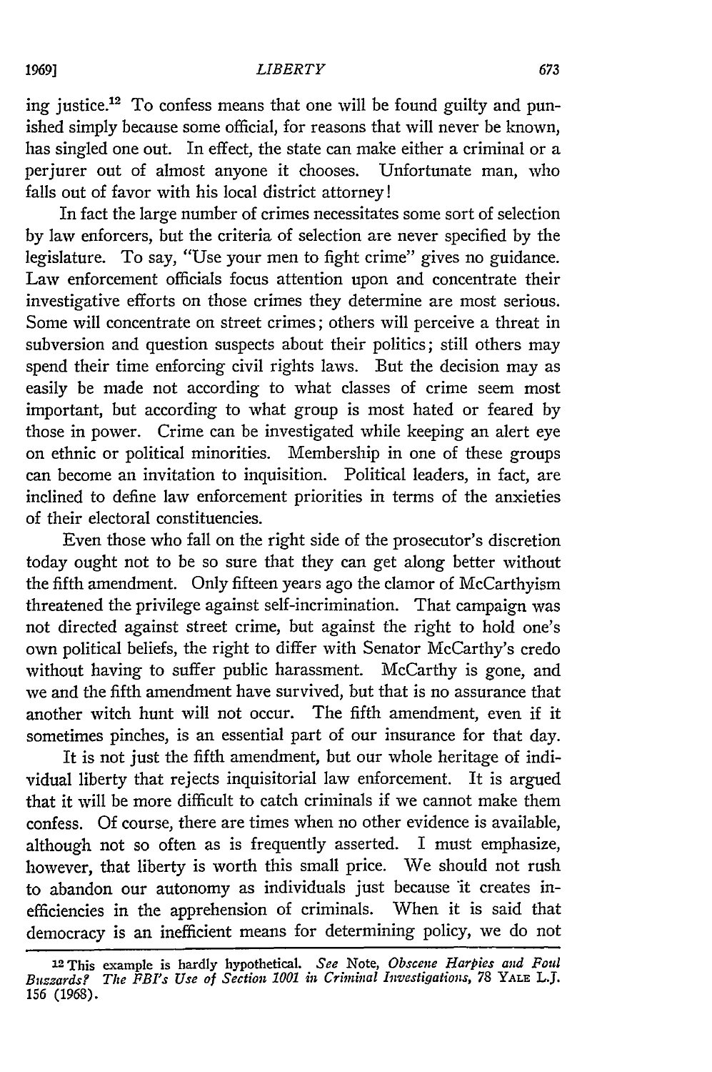ing justice.[12] To confess means that one will be found guilty and punished simply because some official, for reasons that will never be known, has singled one out. In effect, the state can make either a criminal or a perjurer out of almost anyone it chooses. Unfortunate man, who falls out of favor with his local district attorney!

In fact the large number of crimes necessitates some sort of selection by law enforcers, but the criteria of selection are never specified by the legislature. To say, "Use your men to fight crime" gives no guidance. Law enforcement officials focus attention upon and concentrate their investigative efforts on those crimes they determine are most serious. Some will concentrate on street crimes; others will perceive a threat in subversion and question suspects about their politics; still others may spend their time enforcing civil rights laws. But the decision may as easily be made not according to what classes of crime seem most important, but according to what group is most hated or feared by those in power. Crime can be investigated while keeping an alert eye on ethnic or political minorities. Membership in one of these groups can become an invitation to inquisition. Political leaders, in fact, are inclined to define law enforcement priorities in terms of the anxieties of their electoral constituencies.

Even those who fall on the right side of the prosecutor's discretion today ought not to be so sure that they can get along better without the fifth amendment. Only fifteen years ago the clamor of McCarthyism threatened the privilege against self-incrimination. That campaign was not directed against street crime, but against the right to hold one's own political beliefs, the right to differ with Senator McCarthy's credo without having to suffer public harassment. McCarthy is gone, and we and the fifth amendment have survived, but that is no assurance that another witch hunt will not occur. The fifth amendment, even if it sometimes pinches, is an essential part of our insurance for that day.

It is not just the fifth amendment, but our whole heritage of individual liberty that rejects inquisitorial law enforcement. It is argued that it will be more difficult to catch criminals if we cannot make them confess. Of course, there are times when no other evidence is available, although not so often as is frequently asserted. I must emphasize, however, that liberty is worth this small price. We should not rush to abandon our autonomy as individuals just because it creates inefficiencies in the apprehension of criminals. When it is said that democracy is an inefficient means for determining policy, we do not

---

[12] This example is hardly hypothetical. *See* Note, *Obscene Harpies and Foul Buzzards? The FBI's Use of Section 1001 in Criminal Investigations*, 78 YALE L.J. 156 (1968).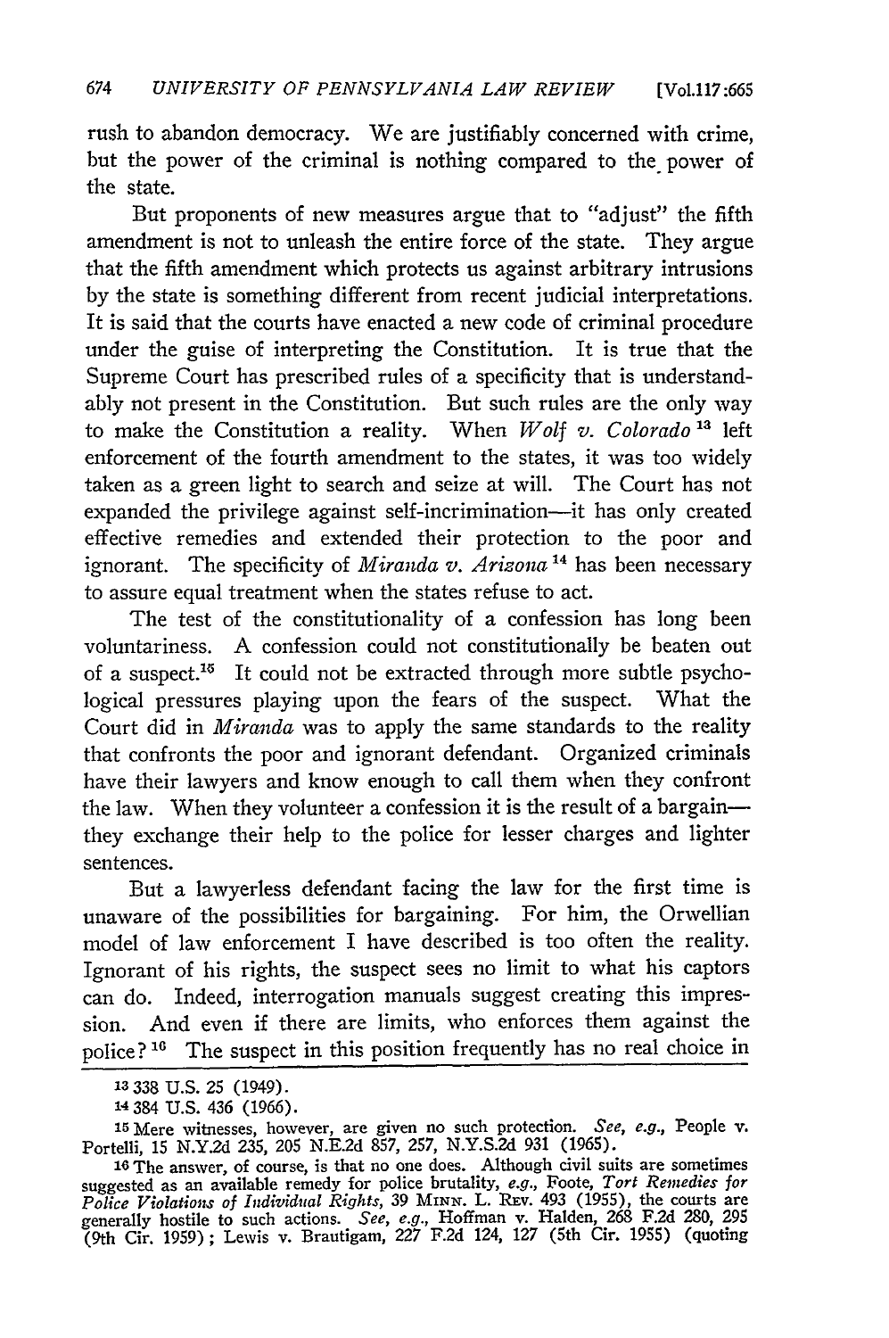rush to abandon democracy. We are justifiably concerned with crime, but the power of the criminal is nothing compared to the power of the state.

But proponents of new measures argue that to "adjust" the fifth amendment is not to unleash the entire force of the state. They argue that the fifth amendment which protects us against arbitrary intrusions by the state is something different from recent judicial interpretations. It is said that the courts have enacted a new code of criminal procedure under the guise of interpreting the Constitution. It is true that the Supreme Court has prescribed rules of a specificity that is understandably not present in the Constitution. But such rules are the only way to make the Constitution a reality. When *Wolf v. Colorado*[13] left enforcement of the fourth amendment to the states, it was too widely taken as a green light to search and seize at will. The Court has not expanded the privilege against self-incrimination—it has only created effective remedies and extended their protection to the poor and ignorant. The specificity of *Miranda v. Arizona*[14] has been necessary to assure equal treatment when the states refuse to act.

The test of the constitutionality of a confession has long been voluntariness. A confession could not constitutionally be beaten out of a suspect.[15] It could not be extracted through more subtle psychological pressures playing upon the fears of the suspect. What the Court did in *Miranda* was to apply the same standards to the reality that confronts the poor and ignorant defendant. Organized criminals have their lawyers and know enough to call them when they confront the law. When they volunteer a confession it is the result of a bargain—they exchange their help to the police for lesser charges and lighter sentences.

But a lawyerless defendant facing the law for the first time is unaware of the possibilities for bargaining. For him, the Orwellian model of law enforcement I have described is too often the reality. Ignorant of his rights, the suspect sees no limit to what his captors can do. Indeed, interrogation manuals suggest creating this impression. And even if there are limits, who enforces them against the police?[16] The suspect in this position frequently has no real choice in

---

[13] 338 U.S. 25 (1949).

[14] 384 U.S. 436 (1966).

[15] Mere witnesses, however, are given no such protection. *See, e.g.*, People v. Portelli, 15 N.Y.2d 235, 205 N.E.2d 857, 257, N.Y.S.2d 931 (1965).

[16] The answer, of course, is that no one does. Although civil suits are sometimes suggested as an available remedy for police brutality, *e.g.*, Foote, *Tort Remedies for Police Violations of Individual Rights*, 39 MINN. L. REV. 493 (1955), the courts are generally hostile to such actions. *See, e.g.*, Hoffman v. Halden, 268 F.2d 280, 295 (9th Cir. 1959); Lewis v. Brautigam, 227 F.2d 124, 127 (5th Cir. 1955) (quoting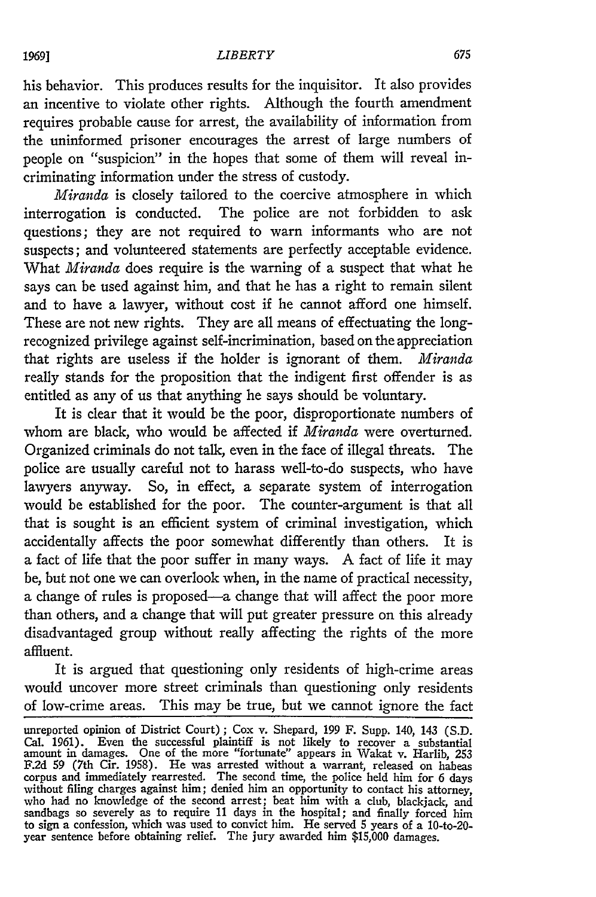his behavior. This produces results for the inquisitor. It also provides an incentive to violate other rights. Although the fourth amendment requires probable cause for arrest, the availability of information from the uninformed prisoner encourages the arrest of large numbers of people on "suspicion" in the hopes that some of them will reveal incriminating information under the stress of custody.

*Miranda* is closely tailored to the coercive atmosphere in which interrogation is conducted. The police are not forbidden to ask questions; they are not required to warn informants who are not suspects; and volunteered statements are perfectly acceptable evidence. What *Miranda* does require is the warning of a suspect that what he says can be used against him, and that he has a right to remain silent and to have a lawyer, without cost if he cannot afford one himself. These are not new rights. They are all means of effectuating the long-recognized privilege against self-incrimination, based on the appreciation that rights are useless if the holder is ignorant of them. *Miranda* really stands for the proposition that the indigent first offender is as entitled as any of us that anything he says should be voluntary.

It is clear that it would be the poor, disproportionate numbers of whom are black, who would be affected if *Miranda* were overturned. Organized criminals do not talk, even in the face of illegal threats. The police are usually careful not to harass well-to-do suspects, who have lawyers anyway. So, in effect, a separate system of interrogation would be established for the poor. The counter-argument is that all that is sought is an efficient system of criminal investigation, which accidentally affects the poor somewhat differently than others. It is a fact of life that the poor suffer in many ways. A fact of life it may be, but not one we can overlook when, in the name of practical necessity, a change of rules is proposed—a change that will affect the poor more than others, and a change that will put greater pressure on this already disadvantaged group without really affecting the rights of the more affluent.

It is argued that questioning only residents of high-crime areas would uncover more street criminals than questioning only residents of low-crime areas. This may be true, but we cannot ignore the fact

unreported opinion of District Court); Cox v. Shepard, 199 F. Supp. 140, 143 (S.D. Cal. 1961). Even the successful plaintiff is not likely to recover a substantial amount in damages. One of the more "fortunate" appears in Wakat v. Harlib, 253 F.2d 59 (7th Cir. 1958). He was arrested without a warrant, released on habeas corpus and immediately rearrested. The second time, the police held him for 6 days without filing charges against him; denied him an opportunity to contact his attorney, who had no knowledge of the second arrest; beat him with a club, blackjack, and sandbags so severely as to require 11 days in the hospital; and finally forced him to sign a confession, which was used to convict him. He served 5 years of a 10-to-20-year sentence before obtaining relief. The jury awarded him $15,000 damages.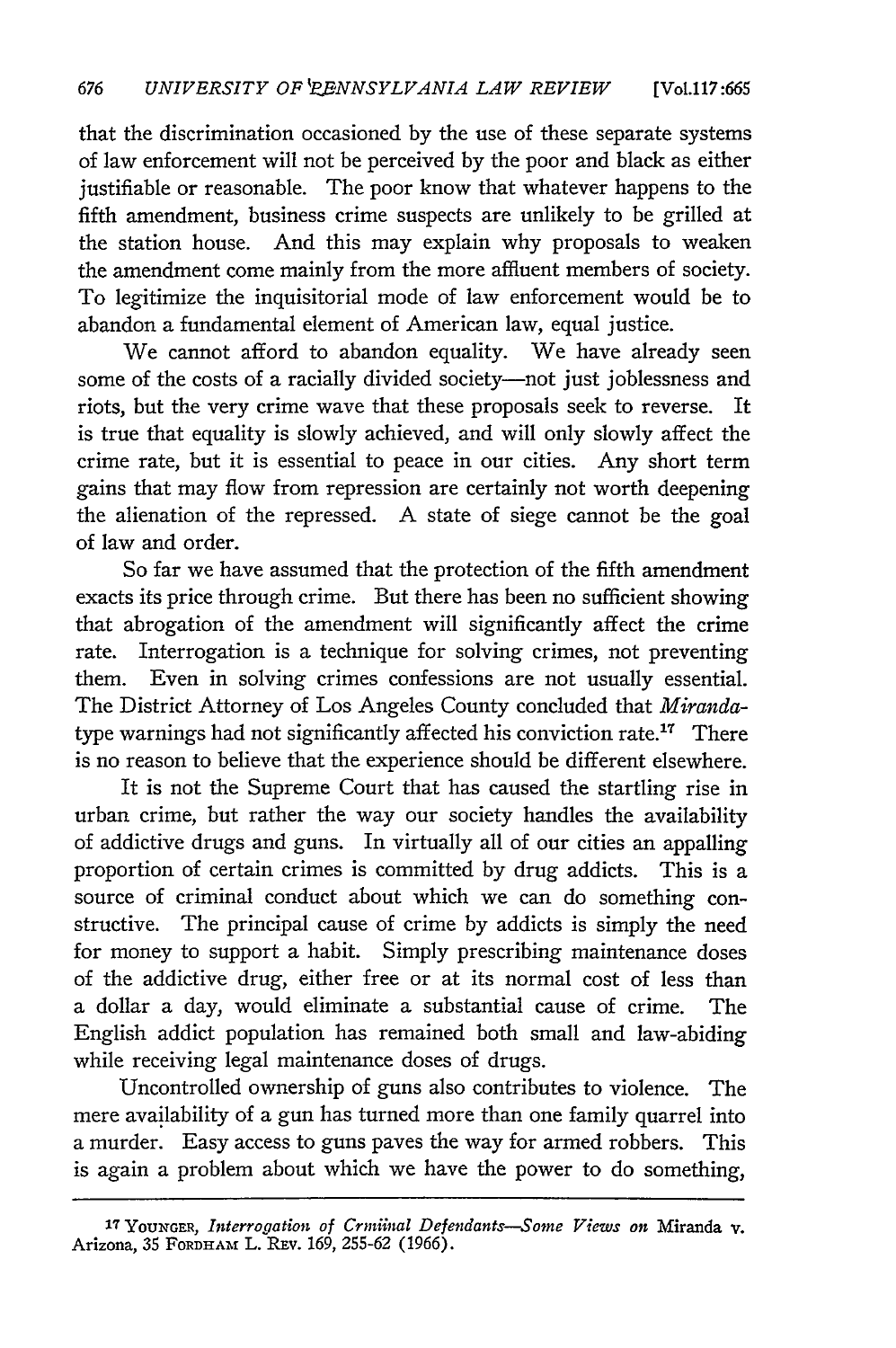that the discrimination occasioned by the use of these separate systems of law enforcement will not be perceived by the poor and black as either justifiable or reasonable. The poor know that whatever happens to the fifth amendment, business crime suspects are unlikely to be grilled at the station house. And this may explain why proposals to weaken the amendment come mainly from the more affluent members of society. To legitimize the inquisitorial mode of law enforcement would be to abandon a fundamental element of American law, equal justice.

We cannot afford to abandon equality. We have already seen some of the costs of a racially divided society—not just joblessness and riots, but the very crime wave that these proposals seek to reverse. It is true that equality is slowly achieved, and will only slowly affect the crime rate, but it is essential to peace in our cities. Any short term gains that may flow from repression are certainly not worth deepening the alienation of the repressed. A state of siege cannot be the goal of law and order.

So far we have assumed that the protection of the fifth amendment exacts its price through crime. But there has been no sufficient showing that abrogation of the amendment will significantly affect the crime rate. Interrogation is a technique for solving crimes, not preventing them. Even in solving crimes confessions are not usually essential. The District Attorney of Los Angeles County concluded that *Miranda*-type warnings had not significantly affected his conviction rate.[17] There is no reason to believe that the experience should be different elsewhere.

It is not the Supreme Court that has caused the startling rise in urban crime, but rather the way our society handles the availability of addictive drugs and guns. In virtually all of our cities an appalling proportion of certain crimes is committed by drug addicts. This is a source of criminal conduct about which we can do something constructive. The principal cause of crime by addicts is simply the need for money to support a habit. Simply prescribing maintenance doses of the addictive drug, either free or at its normal cost of less than a dollar a day, would eliminate a substantial cause of crime. The English addict population has remained both small and law-abiding while receiving legal maintenance doses of drugs.

Uncontrolled ownership of guns also contributes to violence. The mere availability of a gun has turned more than one family quarrel into a murder. Easy access to guns paves the way for armed robbers. This is again a problem about which we have the power to do something,

---

[17] YOUNGER, *Interrogation of Criminal Defendants—Some Views on* Miranda v. Arizona, 35 FORDHAM L. REV. 169, 255-62 (1966).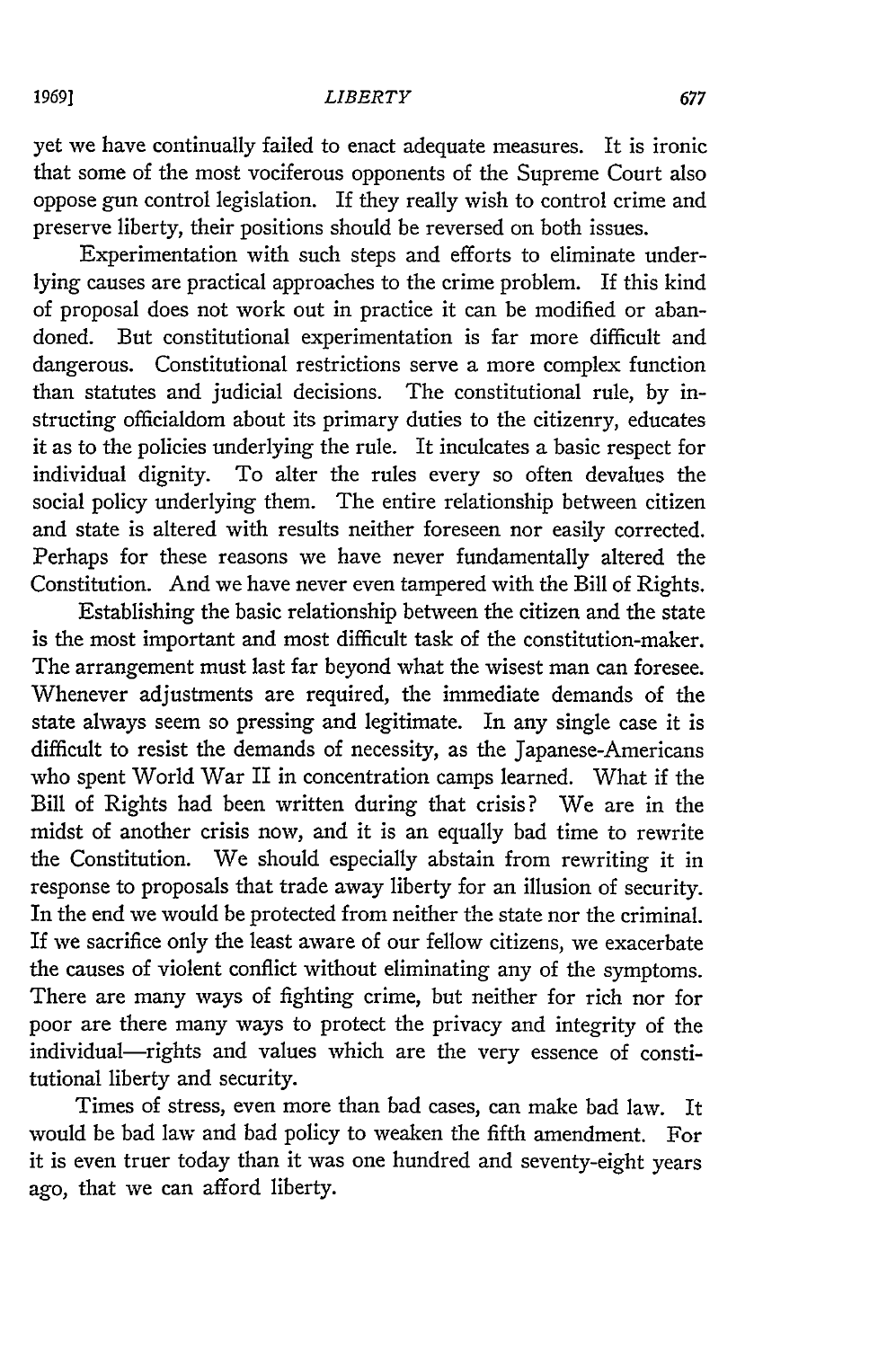yet we have continually failed to enact adequate measures. It is ironic that some of the most vociferous opponents of the Supreme Court also oppose gun control legislation. If they really wish to control crime and preserve liberty, their positions should be reversed on both issues.

Experimentation with such steps and efforts to eliminate underlying causes are practical approaches to the crime problem. If this kind of proposal does not work out in practice it can be modified or abandoned. But constitutional experimentation is far more difficult and dangerous. Constitutional restrictions serve a more complex function than statutes and judicial decisions. The constitutional rule, by instructing officialdom about its primary duties to the citizenry, educates it as to the policies underlying the rule. It inculcates a basic respect for individual dignity. To alter the rules every so often devalues the social policy underlying them. The entire relationship between citizen and state is altered with results neither foreseen nor easily corrected. Perhaps for these reasons we have never fundamentally altered the Constitution. And we have never even tampered with the Bill of Rights.

Establishing the basic relationship between the citizen and the state is the most important and most difficult task of the constitution-maker. The arrangement must last far beyond what the wisest man can foresee. Whenever adjustments are required, the immediate demands of the state always seem so pressing and legitimate. In any single case it is difficult to resist the demands of necessity, as the Japanese-Americans who spent World War II in concentration camps learned. What if the Bill of Rights had been written during that crisis? We are in the midst of another crisis now, and it is an equally bad time to rewrite the Constitution. We should especially abstain from rewriting it in response to proposals that trade away liberty for an illusion of security. In the end we would be protected from neither the state nor the criminal. If we sacrifice only the least aware of our fellow citizens, we exacerbate the causes of violent conflict without eliminating any of the symptoms. There are many ways of fighting crime, but neither for rich nor for poor are there many ways to protect the privacy and integrity of the individual—rights and values which are the very essence of constitutional liberty and security.

Times of stress, even more than bad cases, can make bad law. It would be bad law and bad policy to weaken the fifth amendment. For it is even truer today than it was one hundred and seventy-eight years ago, that we can afford liberty.